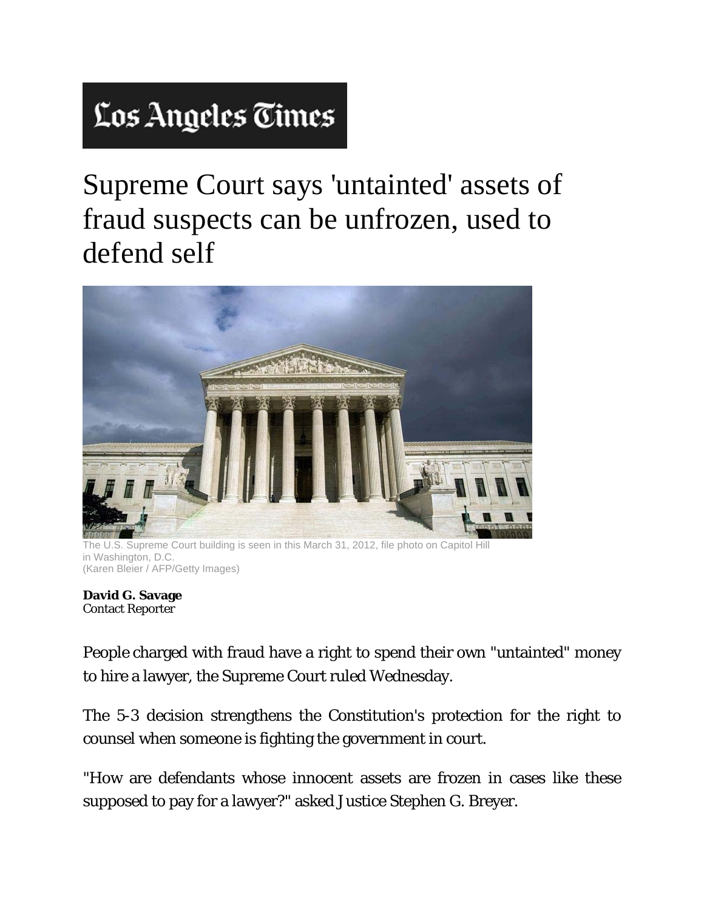# Los Angeles Times

# Supreme Court says 'untainted' assets of fraud suspects can be unfrozen, used to defend self

The U.S. Supreme Court building is seen in this March 31, 2012, file photo on Capitol Hill in Washington, D.C.
(Karen Bleier / AFP/Getty Images)

**David G. Savage**
Contact Reporter

People charged with fraud have a right to spend their own "untainted" money to hire a lawyer, the Supreme Court ruled Wednesday.

The 5-3 decision strengthens the Constitution's protection for the right to counsel when someone is fighting the government in court.

"How are defendants whose innocent assets are frozen in cases like these supposed to pay for a lawyer?" asked Justice Stephen G. Breyer.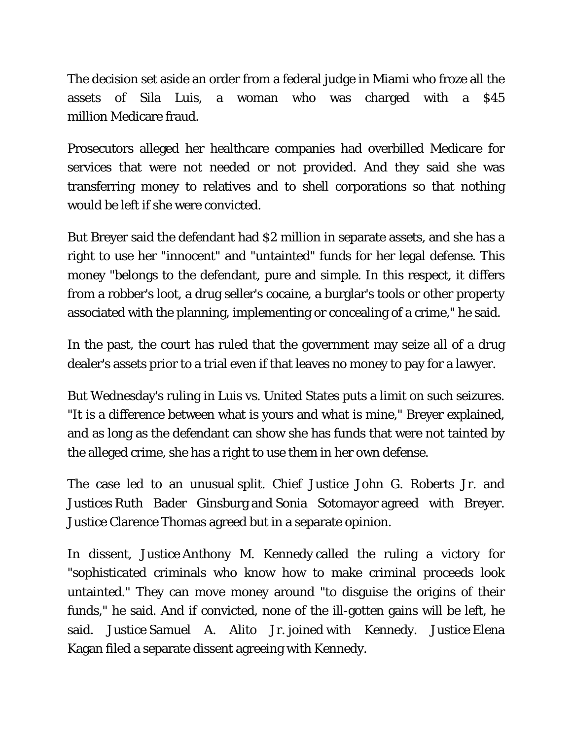The decision set aside an order from a federal judge in Miami who froze all the assets of Sila Luis, a woman who was charged with a $45 million Medicare fraud.

Prosecutors alleged her healthcare companies had overbilled Medicare for services that were not needed or not provided. And they said she was transferring money to relatives and to shell corporations so that nothing would be left if she were convicted.

But Breyer said the defendant had $2 million in separate assets, and she has a right to use her "innocent" and "untainted" funds for her legal defense. This money "belongs to the defendant, pure and simple. In this respect, it differs from a robber's loot, a drug seller's cocaine, a burglar's tools or other property associated with the planning, implementing or concealing of a crime," he said.

In the past, the court has ruled that the government may seize all of a drug dealer's assets prior to a trial even if that leaves no money to pay for a lawyer.

But Wednesday's ruling in Luis vs. United States puts a limit on such seizures. "It is a difference between what is yours and what is mine," Breyer explained, and as long as the defendant can show she has funds that were not tainted by the alleged crime, she has a right to use them in her own defense.

The case led to an unusual split. Chief Justice John G. Roberts Jr. and Justices Ruth Bader Ginsburg and Sonia Sotomayor agreed with Breyer. Justice Clarence Thomas agreed but in a separate opinion.

In dissent, Justice Anthony M. Kennedy called the ruling a victory for "sophisticated criminals who know how to make criminal proceeds look untainted." They can move money around "to disguise the origins of their funds," he said. And if convicted, none of the ill-gotten gains will be left, he said. Justice Samuel A. Alito Jr. joined with Kennedy. Justice Elena Kagan filed a separate dissent agreeing with Kennedy.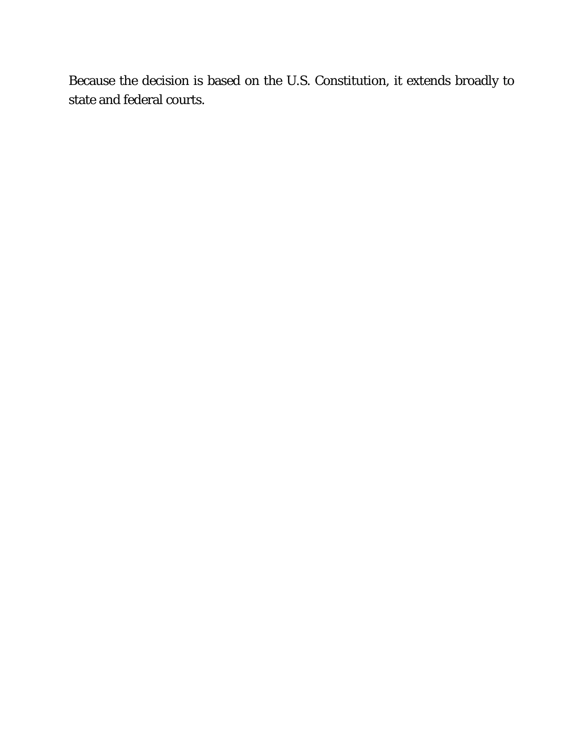Because the decision is based on the U.S. Constitution, it extends broadly to state and federal courts.